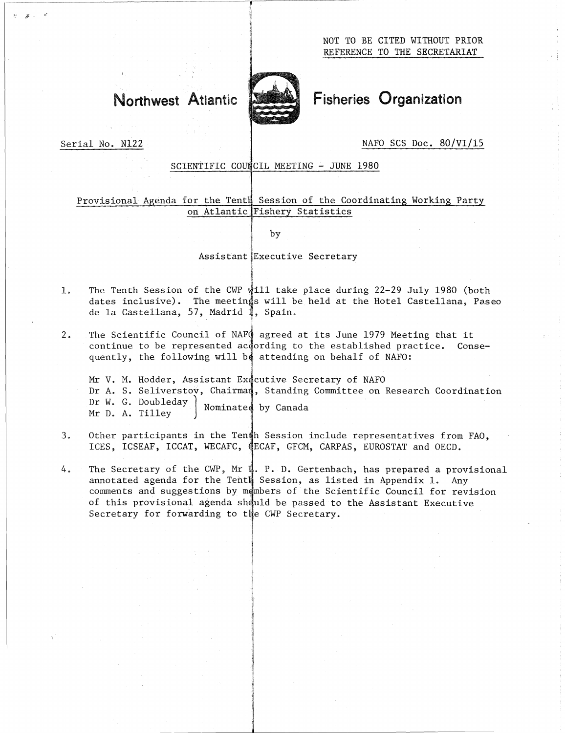NOT TO BE CITED WITHOUT PRIOR REFERENCE TO THE SECRETARIAT

# Northwest Atlantic Fisheries Organization

Serial No. N122

NAFO SCS Doc. 80/VI/15

SCIENTIFIC COUNCIL MEETING - JUNE 1980

## Provisional Agenda for the Tenth Session of the Coordinating Working Party on Atlantic Fishery Statistics

by

Assistant Executive Secretary

1. The Tenth Session of the CWP will take place during 22-29 July 1980 (both dates inclusive). The meetings will be held at the Hotel Castellana, Paseo de la Castellana, 57, Madrid 1, Spain.

2. The Scientific Council of NAFO agreed at its June 1979 Meeting that it continue to be represented according to the established practice. Consequently, the following will be attending on behalf of NAFO:

   Mr V. M. Hodder, Assistant Executive Secretary of NAFO
   Dr A. S. Seliverstov, Chairman, Standing Committee on Research Coordination
   Dr W. G. Doubleday } Nominated by Canada
   Mr D. A. Tilley }

3. Other participants in the Tenth Session include representatives from FAO, ICES, ICSEAF, ICCAT, WECAFC, CECAF, GFCM, CARPAS, EUROSTAT and OECD.

4. The Secretary of the CWP, Mr L. P. D. Gertenbach, has prepared a provisional annotated agenda for the Tenth Session, as listed in Appendix 1. Any comments and suggestions by members of the Scientific Council for revision of this provisional agenda should be passed to the Assistant Executive Secretary for forwarding to the CWP Secretary.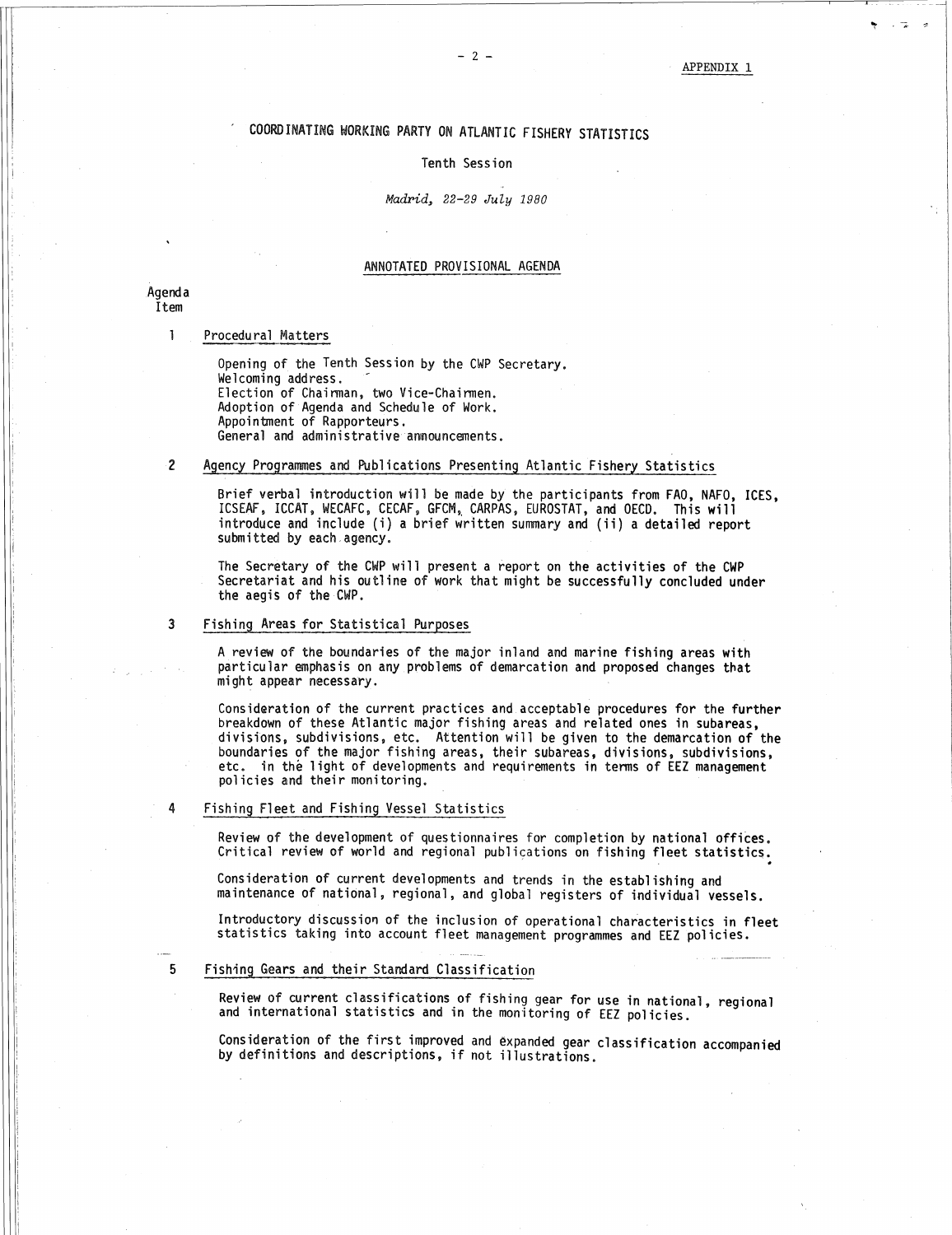APPENDIX 1

# COORDINATING WORKING PARTY ON ATLANTIC FISHERY STATISTICS

Tenth Session

*Madrid, 22-29 July 1980*

## ANNOTATED PROVISIONAL AGENDA

Agenda Item

1 Procedural Matters

Opening of the Tenth Session by the CWP Secretary.
Welcoming address.
Election of Chairman, two Vice-Chairmen.
Adoption of Agenda and Schedule of Work.
Appointment of Rapporteurs.
General and administrative announcements.

2 Agency Programmes and Publications Presenting Atlantic Fishery Statistics

Brief verbal introduction will be made by the participants from FAO, NAFO, ICES, ICSEAF, ICCAT, WECAFC, CECAF, GFCM, CARPAS, EUROSTAT, and OECD. This will introduce and include (i) a brief written summary and (ii) a detailed report submitted by each agency.

The Secretary of the CWP will present a report on the activities of the CWP Secretariat and his outline of work that might be successfully concluded under the aegis of the CWP.

3 Fishing Areas for Statistical Purposes

A review of the boundaries of the major inland and marine fishing areas with particular emphasis on any problems of demarcation and proposed changes that might appear necessary.

Consideration of the current practices and acceptable procedures for the further breakdown of these Atlantic major fishing areas and related ones in subareas, divisions, subdivisions, etc. Attention will be given to the demarcation of the boundaries of the major fishing areas, their subareas, divisions, subdivisions, etc. in the light of developments and requirements in terms of EEZ management policies and their monitoring.

4 Fishing Fleet and Fishing Vessel Statistics

Review of the development of questionnaires for completion by national offices. Critical review of world and regional publications on fishing fleet statistics.

Consideration of current developments and trends in the establishing and maintenance of national, regional, and global registers of individual vessels.

Introductory discussion of the inclusion of operational characteristics in fleet statistics taking into account fleet management programmes and EEZ policies.

5 Fishing Gears and their Standard Classification

Review of current classifications of fishing gear for use in national, regional and international statistics and in the monitoring of EEZ policies.

Consideration of the first improved and expanded gear classification accompanied by definitions and descriptions, if not illustrations.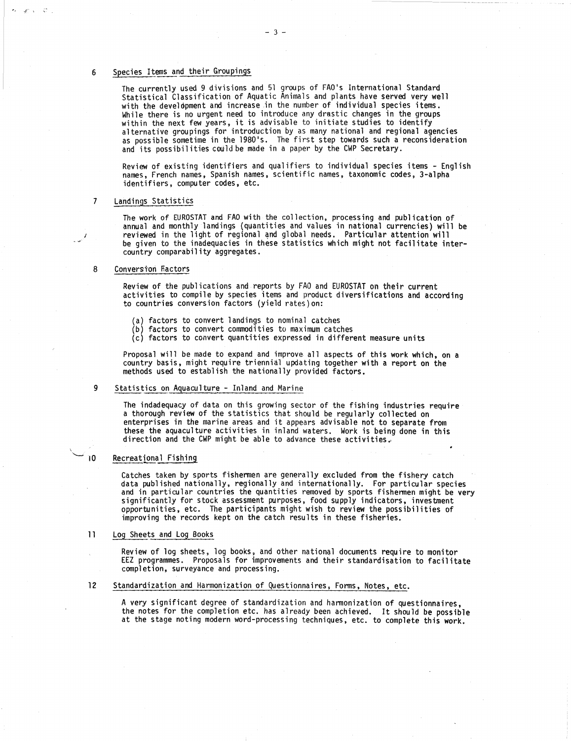## 6 Species Items and their Groupings

The currently used 9 divisions and 51 groups of FAO's International Standard Statistical Classification of Aquatic Animals and plants have served very well with the development and increase in the number of individual species items. While there is no urgent need to introduce any drastic changes in the groups within the next few years, it is advisable to initiate studies to identify alternative groupings for introduction by as many national and regional agencies as possible sometime in the 1980's. The first step towards such a reconsideration and its possibilities could be made in a paper by the CWP Secretary.

Review of existing identifiers and qualifiers to individual species items - English names, French names, Spanish names, scientific names, taxonomic codes, 3-alpha identifiers, computer codes, etc.

## 7 Landings Statistics

The work of EUROSTAT and FAO with the collection, processing and publication of annual and monthly landings (quantities and values in national currencies) will be reviewed in the light of regional and global needs. Particular attention will be given to the inadequacies in these statistics which might not facilitate inter-country comparability aggregates.

## 8 Conversion Factors

Review of the publications and reports by FAO and EUROSTAT on their current activities to compile by species items and product diversifications and according to countries conversion factors (yield rates) on:

(a) factors to convert landings to nominal catches
(b) factors to convert commodities to maximum catches
(c) factors to convert quantities expressed in different measure units

Proposal will be made to expand and improve all aspects of this work which, on a country basis, might require triennial updating together with a report on the methods used to establish the nationally provided factors.

## 9 Statistics on Aquaculture - Inland and Marine

The indadequacy of data on this growing sector of the fishing industries require a thorough review of the statistics that should be regularly collected on enterprises in the marine areas and it appears advisable not to separate from these the aquaculture activities in inland waters. Work is being done in this direction and the CWP might be able to advance these activities.

## 10 Recreational Fishing

Catches taken by sports fishermen are generally excluded from the fishery catch data published nationally, regionally and internationally. For particular species and in particular countries the quantities removed by sports fishermen might be very significantly for stock assessment purposes, food supply indicators, investment opportunities, etc. The participants might wish to review the possibilities of improving the records kept on the catch results in these fisheries.

## 11 Log Sheets and Log Books

Review of log sheets, log books, and other national documents require to monitor EEZ programmes. Proposals for improvements and their standardisation to facilitate completion, surveyance and processing.

## 12 Standardization and Harmonization of Questionnaires, Forms, Notes, etc.

A very significant degree of standardization and harmonization of questionnaires, the notes for the completion etc. has already been achieved. It should be possible at the stage noting modern word-processing techniques, etc. to complete this work.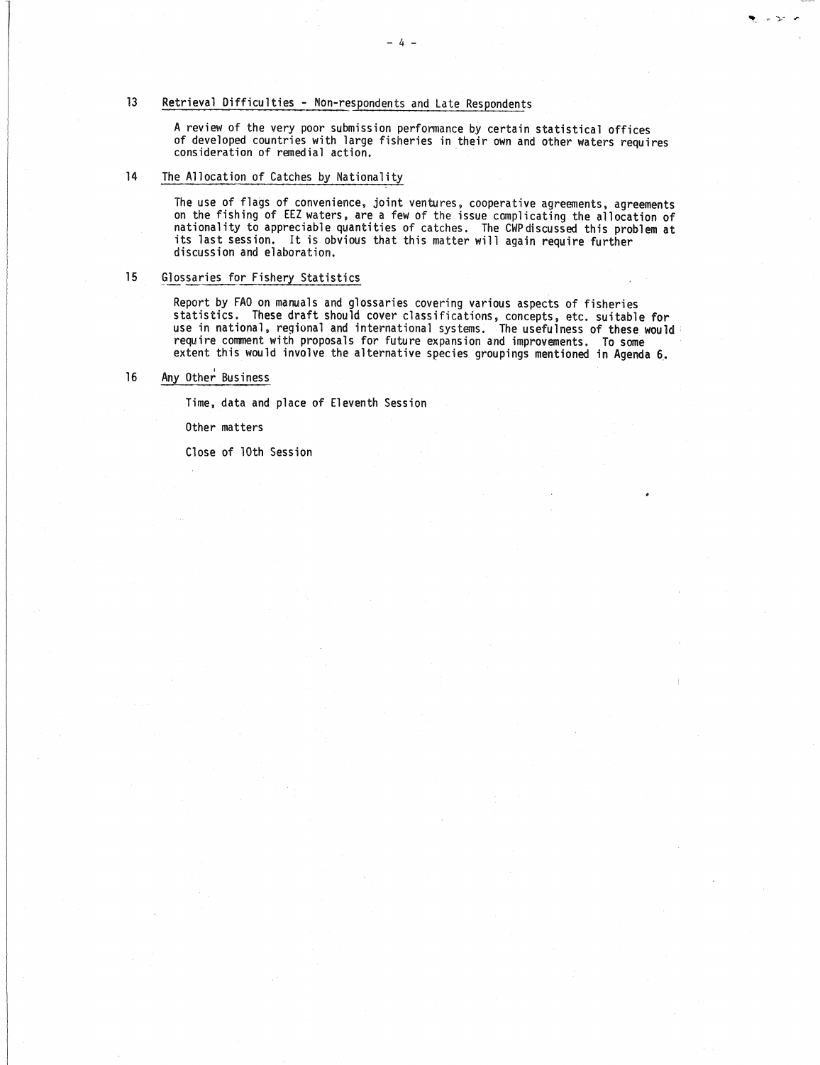## 13 Retrieval Difficulties - Non-respondents and Late Respondents

A review of the very poor submission performance by certain statistical offices of developed countries with large fisheries in their own and other waters requires consideration of remedial action.

## 14 The Allocation of Catches by Nationality

The use of flags of convenience, joint ventures, cooperative agreements, agreements on the fishing of EEZ waters, are a few of the issue complicating the allocation of nationality to appreciable quantities of catches. The CWP discussed this problem at its last session. It is obvious that this matter will again require further discussion and elaboration.

## 15 Glossaries for Fishery Statistics

Report by FAO on manuals and glossaries covering various aspects of fisheries statistics. These draft should cover classifications, concepts, etc. suitable for use in national, regional and international systems. The usefulness of these would require comment with proposals for future expansion and improvements. To some extent this would involve the alternative species groupings mentioned in Agenda 6.

## 16 Any Other Business

Time, data and place of Eleventh Session

Other matters

Close of 10th Session